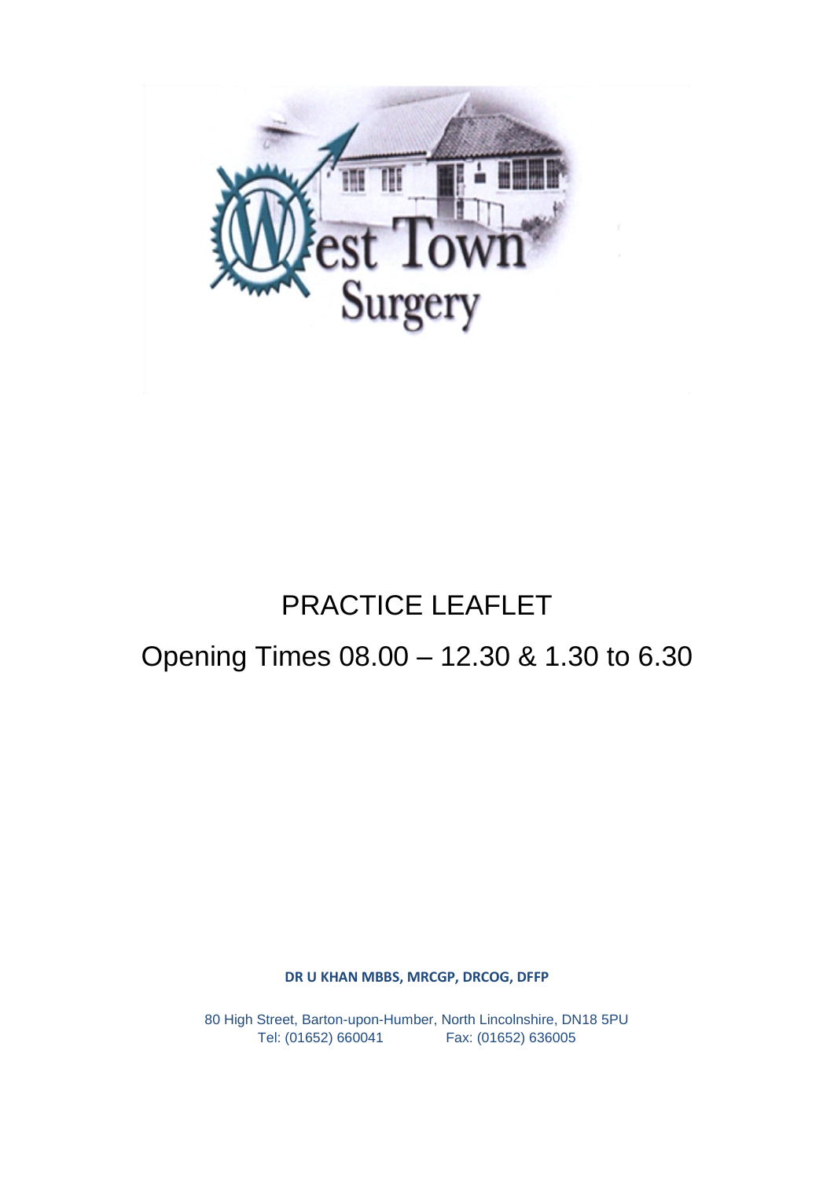West Town Surgery

# PRACTICE LEAFLET

## Opening Times 08.00 – 12.30 & 1.30 to 6.30

**DR U KHAN MBBS, MRCGP, DRCOG, DFFP**

80 High Street, Barton-upon-Humber, North Lincolnshire, DN18 5PU
Tel: (01652) 660041 Fax: (01652) 636005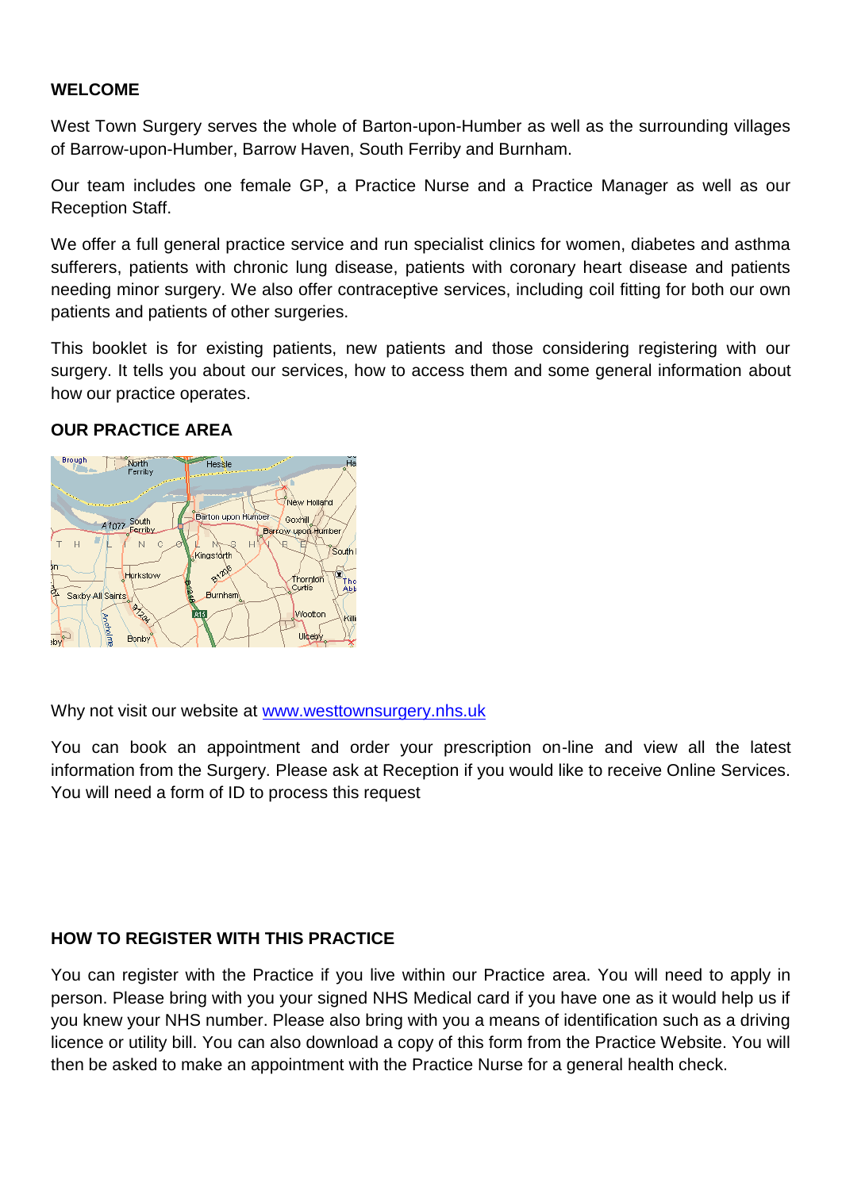## WELCOME

West Town Surgery serves the whole of Barton-upon-Humber as well as the surrounding villages of Barrow-upon-Humber, Barrow Haven, South Ferriby and Burnham.

Our team includes one female GP, a Practice Nurse and a Practice Manager as well as our Reception Staff.

We offer a full general practice service and run specialist clinics for women, diabetes and asthma sufferers, patients with chronic lung disease, patients with coronary heart disease and patients needing minor surgery. We also offer contraceptive services, including coil fitting for both our own patients and patients of other surgeries.

This booklet is for existing patients, new patients and those considering registering with our surgery. It tells you about our services, how to access them and some general information about how our practice operates.

## OUR PRACTICE AREA

Why not visit our website at [www.westtownsurgery.nhs.uk](http://www.westtownsurgery.nhs.uk)

You can book an appointment and order your prescription on-line and view all the latest information from the Surgery. Please ask at Reception if you would like to receive Online Services. You will need a form of ID to process this request

## HOW TO REGISTER WITH THIS PRACTICE

You can register with the Practice if you live within our Practice area. You will need to apply in person. Please bring with you your signed NHS Medical card if you have one as it would help us if you knew your NHS number. Please also bring with you a means of identification such as a driving licence or utility bill. You can also download a copy of this form from the Practice Website. You will then be asked to make an appointment with the Practice Nurse for a general health check.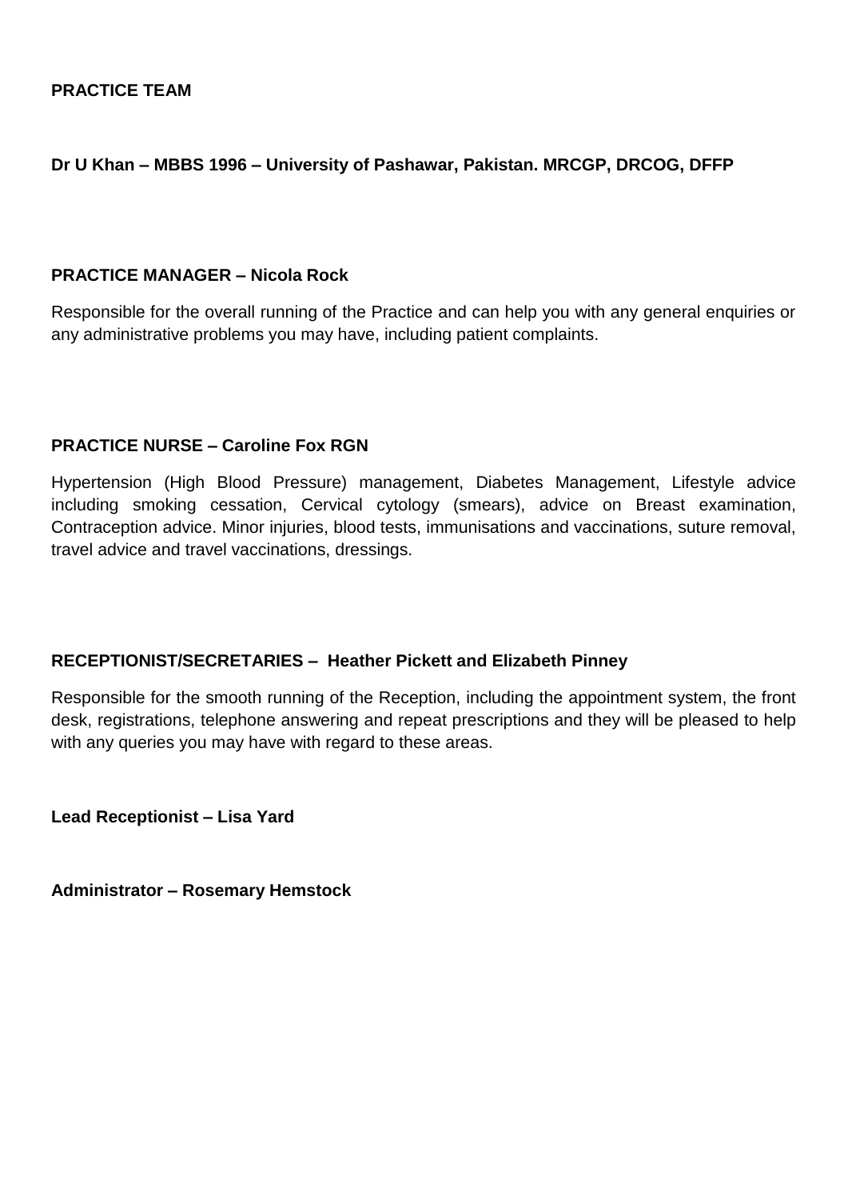## PRACTICE TEAM

**Dr U Khan – MBBS 1996 – University of Pashawar, Pakistan. MRCGP, DRCOG, DFFP**

**PRACTICE MANAGER – Nicola Rock**

Responsible for the overall running of the Practice and can help you with any general enquiries or any administrative problems you may have, including patient complaints.

**PRACTICE NURSE – Caroline Fox RGN**

Hypertension (High Blood Pressure) management, Diabetes Management, Lifestyle advice including smoking cessation, Cervical cytology (smears), advice on Breast examination, Contraception advice. Minor injuries, blood tests, immunisations and vaccinations, suture removal, travel advice and travel vaccinations, dressings.

**RECEPTIONIST/SECRETARIES – Heather Pickett and Elizabeth Pinney**

Responsible for the smooth running of the Reception, including the appointment system, the front desk, registrations, telephone answering and repeat prescriptions and they will be pleased to help with any queries you may have with regard to these areas.

**Lead Receptionist – Lisa Yard**

**Administrator – Rosemary Hemstock**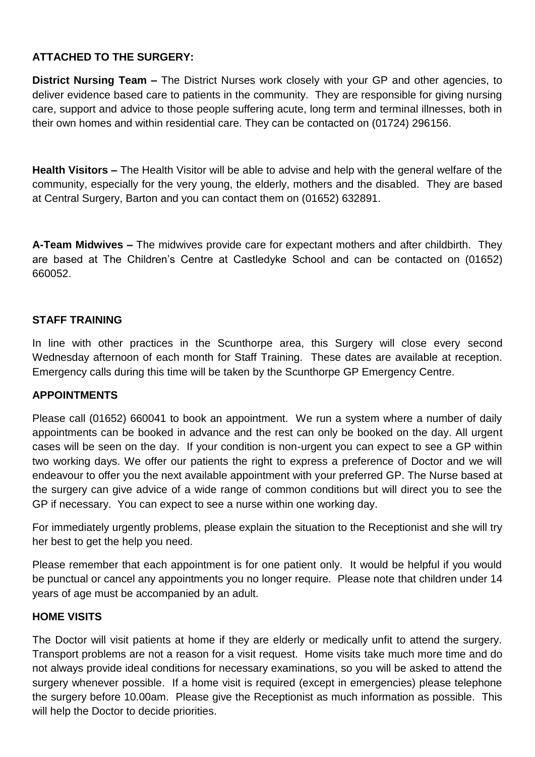## ATTACHED TO THE SURGERY:

**District Nursing Team –** The District Nurses work closely with your GP and other agencies, to deliver evidence based care to patients in the community. They are responsible for giving nursing care, support and advice to those people suffering acute, long term and terminal illnesses, both in their own homes and within residential care. They can be contacted on (01724) 296156.

**Health Visitors –** The Health Visitor will be able to advise and help with the general welfare of the community, especially for the very young, the elderly, mothers and the disabled. They are based at Central Surgery, Barton and you can contact them on (01652) 632891.

**A-Team Midwives –** The midwives provide care for expectant mothers and after childbirth. They are based at The Children's Centre at Castledyke School and can be contacted on (01652) 660052.

## STAFF TRAINING

In line with other practices in the Scunthorpe area, this Surgery will close every second Wednesday afternoon of each month for Staff Training. These dates are available at reception. Emergency calls during this time will be taken by the Scunthorpe GP Emergency Centre.

## APPOINTMENTS

Please call (01652) 660041 to book an appointment. We run a system where a number of daily appointments can be booked in advance and the rest can only be booked on the day. All urgent cases will be seen on the day. If your condition is non-urgent you can expect to see a GP within two working days. We offer our patients the right to express a preference of Doctor and we will endeavour to offer you the next available appointment with your preferred GP. The Nurse based at the surgery can give advice of a wide range of common conditions but will direct you to see the GP if necessary. You can expect to see a nurse within one working day.

For immediately urgently problems, please explain the situation to the Receptionist and she will try her best to get the help you need.

Please remember that each appointment is for one patient only. It would be helpful if you would be punctual or cancel any appointments you no longer require. Please note that children under 14 years of age must be accompanied by an adult.

## HOME VISITS

The Doctor will visit patients at home if they are elderly or medically unfit to attend the surgery. Transport problems are not a reason for a visit request. Home visits take much more time and do not always provide ideal conditions for necessary examinations, so you will be asked to attend the surgery whenever possible. If a home visit is required (except in emergencies) please telephone the surgery before 10.00am. Please give the Receptionist as much information as possible. This will help the Doctor to decide priorities.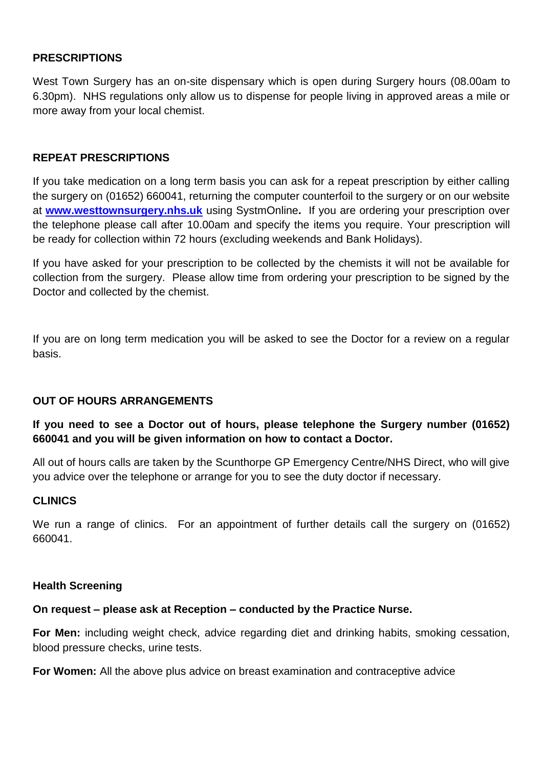## PRESCRIPTIONS

West Town Surgery has an on-site dispensary which is open during Surgery hours (08.00am to 6.30pm). NHS regulations only allow us to dispense for people living in approved areas a mile or more away from your local chemist.

## REPEAT PRESCRIPTIONS

If you take medication on a long term basis you can ask for a repeat prescription by either calling the surgery on (01652) 660041, returning the computer counterfoil to the surgery or on our website at **[www.westtownsurgery.nhs.uk](http://www.westtownsurgery.nhs.uk)** using SystmOnline**.** If you are ordering your prescription over the telephone please call after 10.00am and specify the items you require. Your prescription will be ready for collection within 72 hours (excluding weekends and Bank Holidays).

If you have asked for your prescription to be collected by the chemists it will not be available for collection from the surgery. Please allow time from ordering your prescription to be signed by the Doctor and collected by the chemist.

If you are on long term medication you will be asked to see the Doctor for a review on a regular basis.

## OUT OF HOURS ARRANGEMENTS

**If you need to see a Doctor out of hours, please telephone the Surgery number (01652) 660041 and you will be given information on how to contact a Doctor.**

All out of hours calls are taken by the Scunthorpe GP Emergency Centre/NHS Direct, who will give you advice over the telephone or arrange for you to see the duty doctor if necessary.

## CLINICS

We run a range of clinics. For an appointment of further details call the surgery on (01652) 660041.

### Health Screening

**On request – please ask at Reception – conducted by the Practice Nurse.**

**For Men:** including weight check, advice regarding diet and drinking habits, smoking cessation, blood pressure checks, urine tests.

**For Women:** All the above plus advice on breast examination and contraceptive advice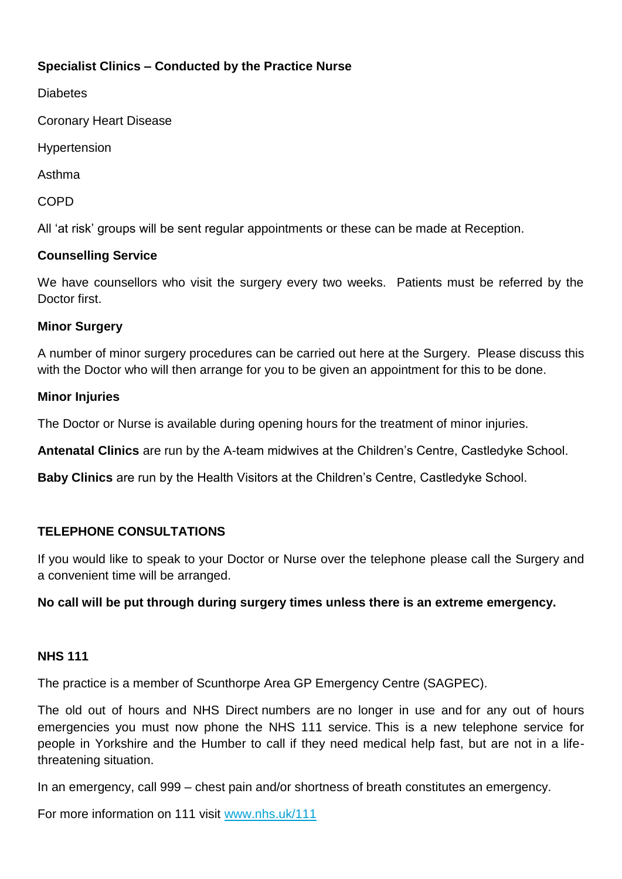### Specialist Clinics – Conducted by the Practice Nurse

Diabetes

Coronary Heart Disease

Hypertension

Asthma

COPD

All 'at risk' groups will be sent regular appointments or these can be made at Reception.

### Counselling Service

We have counsellors who visit the surgery every two weeks. Patients must be referred by the Doctor first.

### Minor Surgery

A number of minor surgery procedures can be carried out here at the Surgery. Please discuss this with the Doctor who will then arrange for you to be given an appointment for this to be done.

### Minor Injuries

The Doctor or Nurse is available during opening hours for the treatment of minor injuries.

**Antenatal Clinics** are run by the A-team midwives at the Children's Centre, Castledyke School.

**Baby Clinics** are run by the Health Visitors at the Children's Centre, Castledyke School.

## TELEPHONE CONSULTATIONS

If you would like to speak to your Doctor or Nurse over the telephone please call the Surgery and a convenient time will be arranged.

**No call will be put through during surgery times unless there is an extreme emergency.**

## NHS 111

The practice is a member of Scunthorpe Area GP Emergency Centre (SAGPEC).

The old out of hours and NHS Direct numbers are no longer in use and for any out of hours emergencies you must now phone the NHS 111 service. This is a new telephone service for people in Yorkshire and the Humber to call if they need medical help fast, but are not in a life-threatening situation.

In an emergency, call 999 – chest pain and/or shortness of breath constitutes an emergency.

For more information on 111 visit [www.nhs.uk/111](www.nhs.uk/111)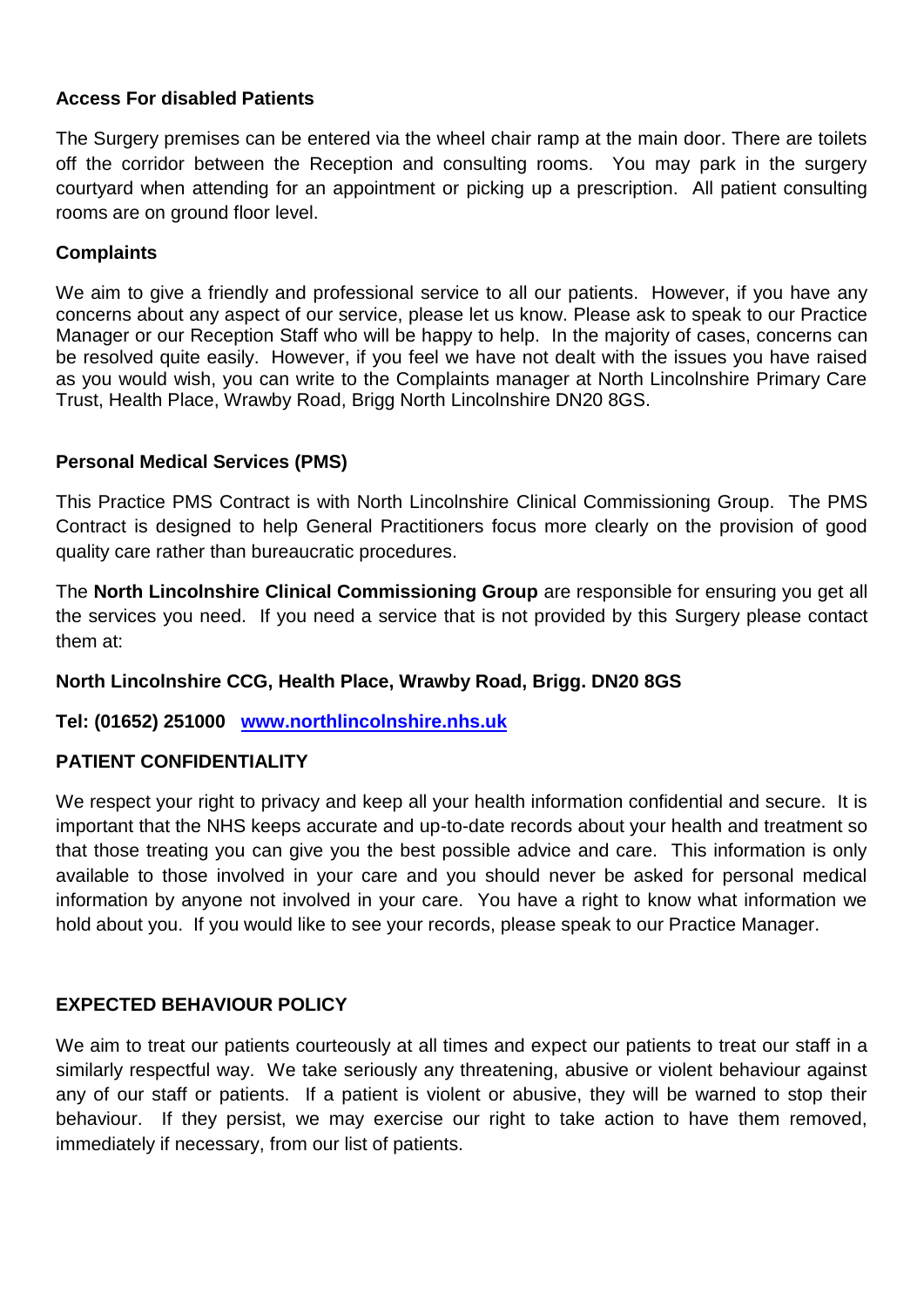## Access For disabled Patients

The Surgery premises can be entered via the wheel chair ramp at the main door. There are toilets off the corridor between the Reception and consulting rooms. You may park in the surgery courtyard when attending for an appointment or picking up a prescription. All patient consulting rooms are on ground floor level.

## Complaints

We aim to give a friendly and professional service to all our patients. However, if you have any concerns about any aspect of our service, please let us know. Please ask to speak to our Practice Manager or our Reception Staff who will be happy to help. In the majority of cases, concerns can be resolved quite easily. However, if you feel we have not dealt with the issues you have raised as you would wish, you can write to the Complaints manager at North Lincolnshire Primary Care Trust, Health Place, Wrawby Road, Brigg North Lincolnshire DN20 8GS.

## Personal Medical Services (PMS)

This Practice PMS Contract is with North Lincolnshire Clinical Commissioning Group. The PMS Contract is designed to help General Practitioners focus more clearly on the provision of good quality care rather than bureaucratic procedures.

The **North Lincolnshire Clinical Commissioning Group** are responsible for ensuring you get all the services you need. If you need a service that is not provided by this Surgery please contact them at:

**North Lincolnshire CCG, Health Place, Wrawby Road, Brigg. DN20 8GS**

**Tel: (01652) 251000** [**www.northlincolnshire.nhs.uk**](http://www.northlincolnshire.nhs.uk)

## PATIENT CONFIDENTIALITY

We respect your right to privacy and keep all your health information confidential and secure. It is important that the NHS keeps accurate and up-to-date records about your health and treatment so that those treating you can give you the best possible advice and care. This information is only available to those involved in your care and you should never be asked for personal medical information by anyone not involved in your care. You have a right to know what information we hold about you. If you would like to see your records, please speak to our Practice Manager.

## EXPECTED BEHAVIOUR POLICY

We aim to treat our patients courteously at all times and expect our patients to treat our staff in a similarly respectful way. We take seriously any threatening, abusive or violent behaviour against any of our staff or patients. If a patient is violent or abusive, they will be warned to stop their behaviour. If they persist, we may exercise our right to take action to have them removed, immediately if necessary, from our list of patients.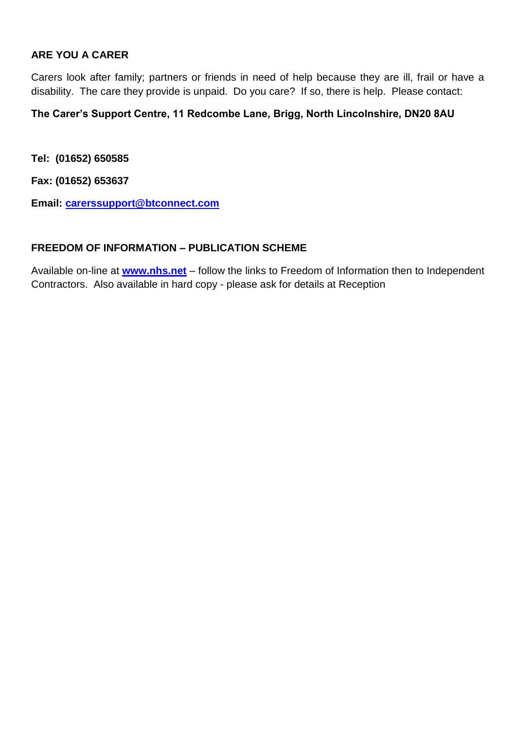## ARE YOU A CARER

Carers look after family; partners or friends in need of help because they are ill, frail or have a disability. The care they provide is unpaid. Do you care? If so, there is help. Please contact:

**The Carer's Support Centre, 11 Redcombe Lane, Brigg, North Lincolnshire, DN20 8AU**

**Tel: (01652) 650585**

**Fax: (01652) 653637**

**Email: carerssupport@btconnect.com**

## FREEDOM OF INFORMATION – PUBLICATION SCHEME

Available on-line at **www.nhs.net** – follow the links to Freedom of Information then to Independent Contractors. Also available in hard copy - please ask for details at Reception